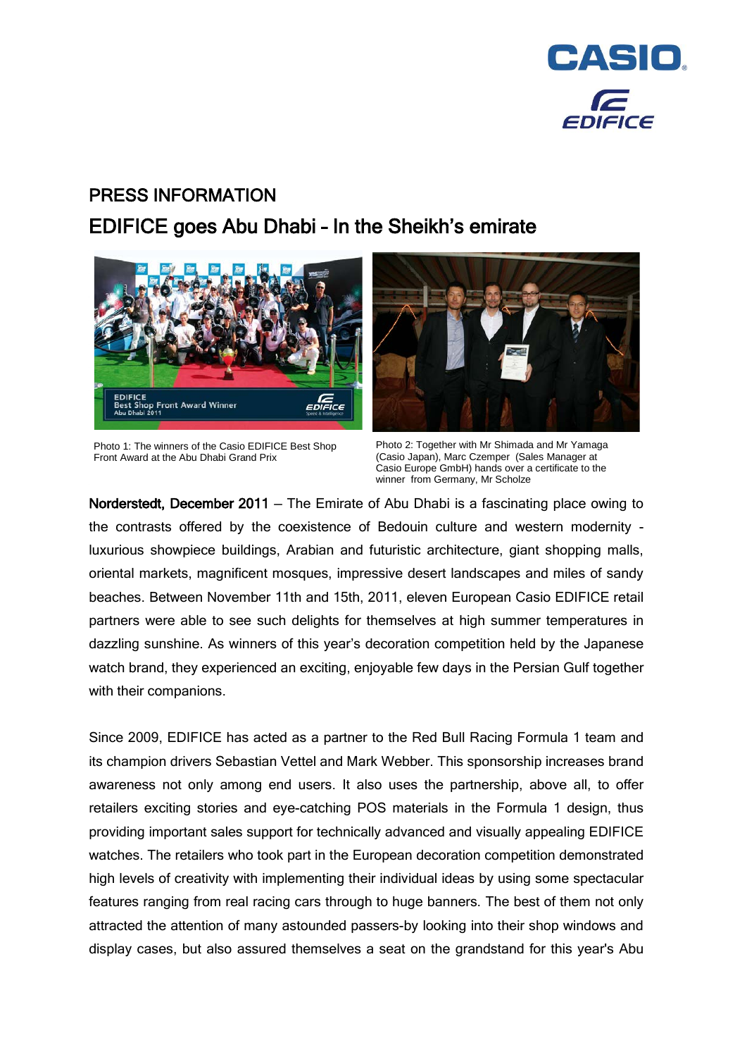PRESS INFORMATION

# EDIFICE goes Abu Dhabi – In the Sheikh's emirate

Photo 1: The winners of the Casio EDIFICE Best Shop Front Award at the Abu Dhabi Grand Prix

Photo 2: Together with Mr Shimada and Mr Yamaga (Casio Japan), Marc Czemper (Sales Manager at Casio Europe GmbH) hands over a certificate to the winner from Germany, Mr Scholze

**Norderstedt, December 2011** – The Emirate of Abu Dhabi is a fascinating place owing to the contrasts offered by the coexistence of Bedouin culture and western modernity - luxurious showpiece buildings, Arabian and futuristic architecture, giant shopping malls, oriental markets, magnificent mosques, impressive desert landscapes and miles of sandy beaches. Between November 11th and 15th, 2011, eleven European Casio EDIFICE retail partners were able to see such delights for themselves at high summer temperatures in dazzling sunshine. As winners of this year's decoration competition held by the Japanese watch brand, they experienced an exciting, enjoyable few days in the Persian Gulf together with their companions.

Since 2009, EDIFICE has acted as a partner to the Red Bull Racing Formula 1 team and its champion drivers Sebastian Vettel and Mark Webber. This sponsorship increases brand awareness not only among end users. It also uses the partnership, above all, to offer retailers exciting stories and eye-catching POS materials in the Formula 1 design, thus providing important sales support for technically advanced and visually appealing EDIFICE watches. The retailers who took part in the European decoration competition demonstrated high levels of creativity with implementing their individual ideas by using some spectacular features ranging from real racing cars through to huge banners. The best of them not only attracted the attention of many astounded passers-by looking into their shop windows and display cases, but also assured themselves a seat on the grandstand for this year's Abu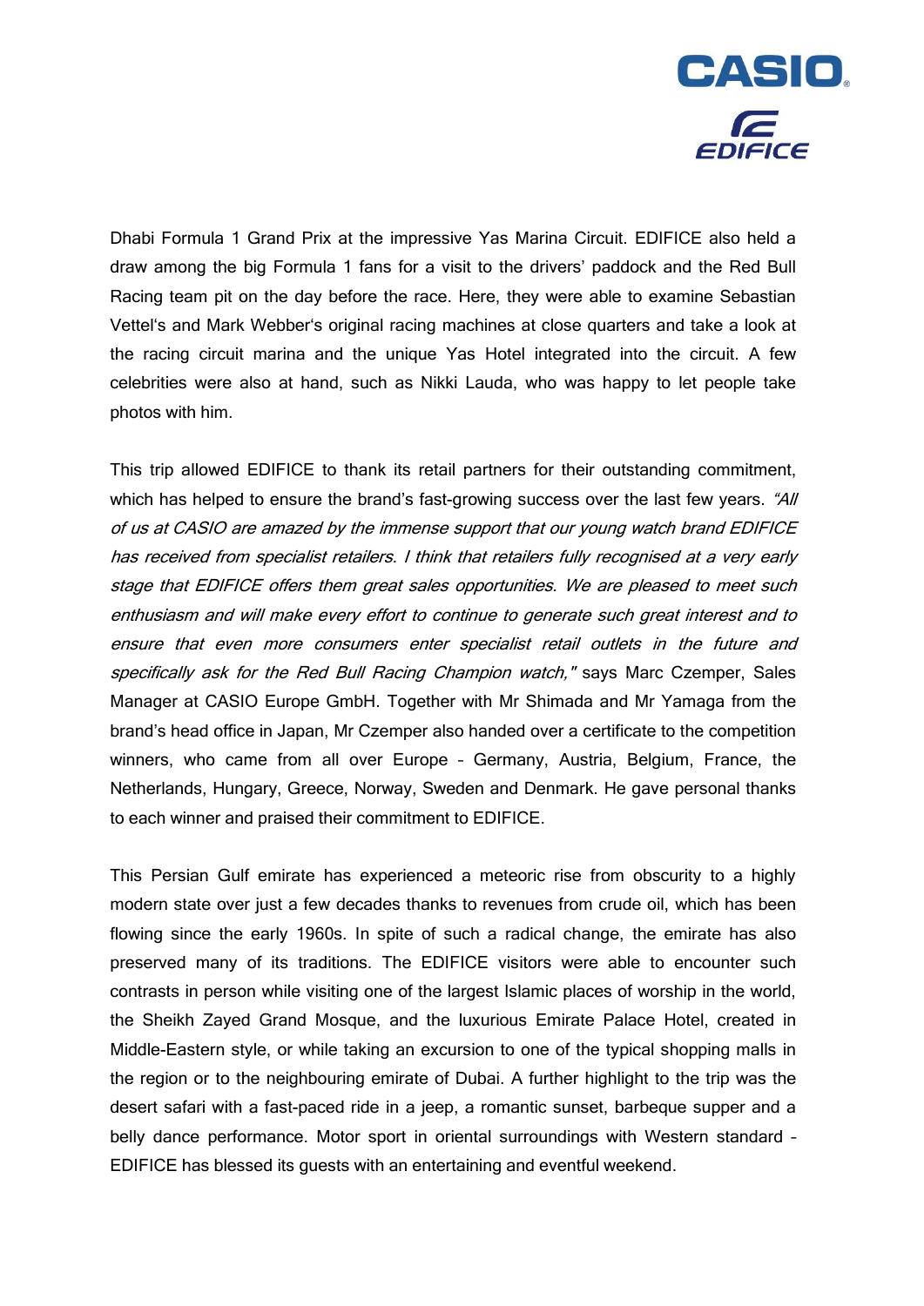Dhabi Formula 1 Grand Prix at the impressive Yas Marina Circuit. EDIFICE also held a draw among the big Formula 1 fans for a visit to the drivers' paddock and the Red Bull Racing team pit on the day before the race. Here, they were able to examine Sebastian Vettel's and Mark Webber's original racing machines at close quarters and take a look at the racing circuit marina and the unique Yas Hotel integrated into the circuit. A few celebrities were also at hand, such as Nikki Lauda, who was happy to let people take photos with him.

This trip allowed EDIFICE to thank its retail partners for their outstanding commitment, which has helped to ensure the brand's fast-growing success over the last few years. *"All of us at CASIO are amazed by the immense support that our young watch brand EDIFICE has received from specialist retailers. I think that retailers fully recognised at a very early stage that EDIFICE offers them great sales opportunities. We are pleased to meet such enthusiasm and will make every effort to continue to generate such great interest and to ensure that even more consumers enter specialist retail outlets in the future and specifically ask for the Red Bull Racing Champion watch,"* says Marc Czemper, Sales Manager at CASIO Europe GmbH. Together with Mr Shimada and Mr Yamaga from the brand's head office in Japan, Mr Czemper also handed over a certificate to the competition winners, who came from all over Europe – Germany, Austria, Belgium, France, the Netherlands, Hungary, Greece, Norway, Sweden and Denmark. He gave personal thanks to each winner and praised their commitment to EDIFICE.

This Persian Gulf emirate has experienced a meteoric rise from obscurity to a highly modern state over just a few decades thanks to revenues from crude oil, which has been flowing since the early 1960s. In spite of such a radical change, the emirate has also preserved many of its traditions. The EDIFICE visitors were able to encounter such contrasts in person while visiting one of the largest Islamic places of worship in the world, the Sheikh Zayed Grand Mosque, and the luxurious Emirate Palace Hotel, created in Middle-Eastern style, or while taking an excursion to one of the typical shopping malls in the region or to the neighbouring emirate of Dubai. A further highlight to the trip was the desert safari with a fast-paced ride in a jeep, a romantic sunset, barbeque supper and a belly dance performance. Motor sport in oriental surroundings with Western standard – EDIFICE has blessed its guests with an entertaining and eventful weekend.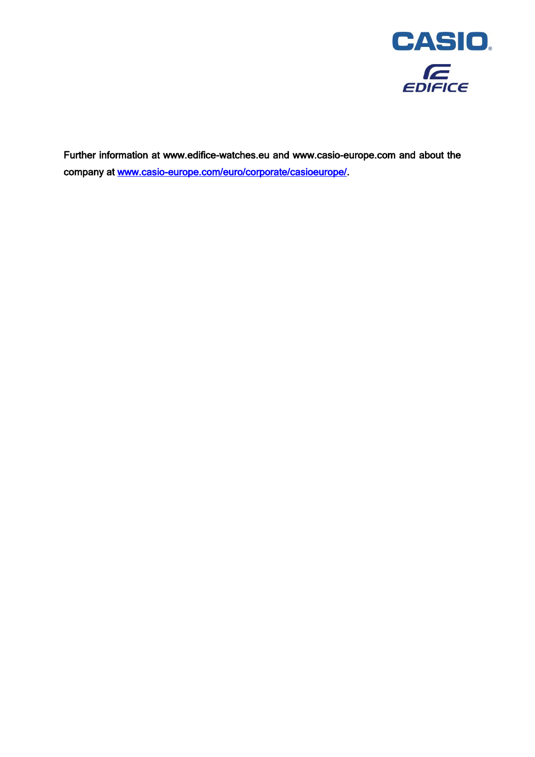Further information at www.edifice-watches.eu and www.casio-europe.com and about the company at www.casio-europe.com/euro/corporate/casioeurope/.